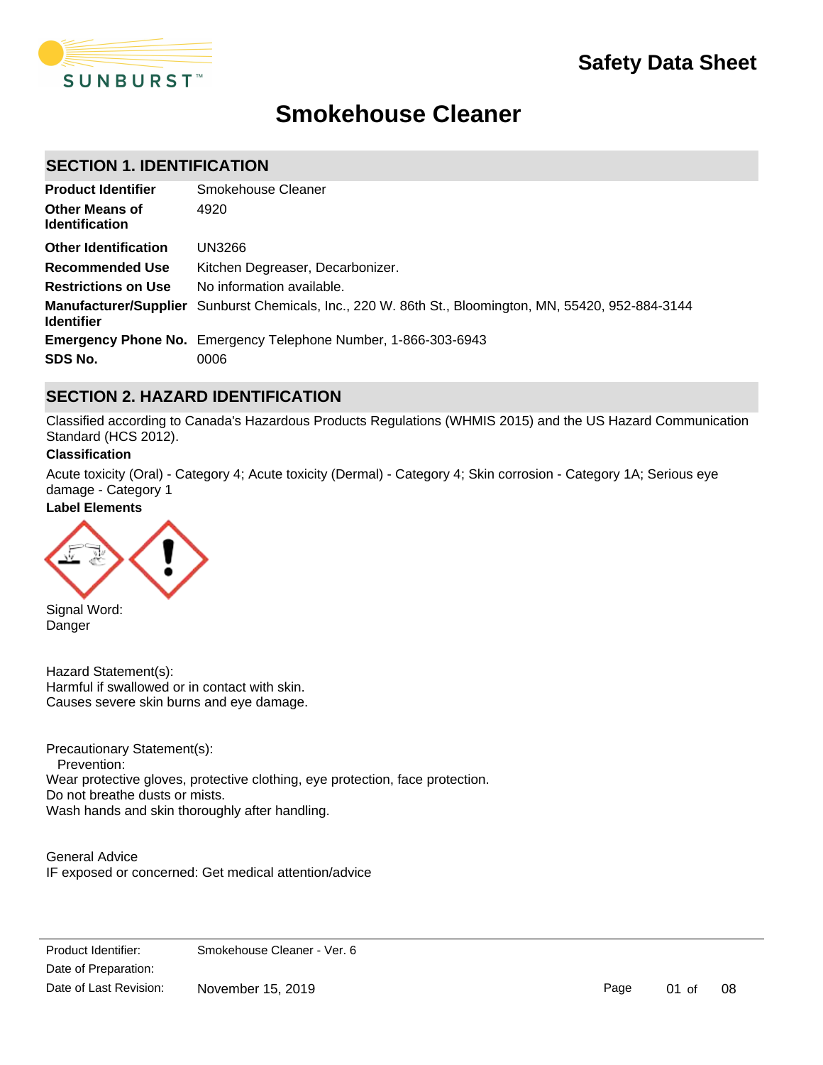Safety Data Sheet

# Smokehouse Cleaner

## SECTION 1. IDENTIFICATION

| | |
|---|---|
| **Product Identifier** | Smokehouse Cleaner |
| **Other Means of Identification** | 4920 |
| **Other Identification** | UN3266 |
| **Recommended Use** | Kitchen Degreaser, Decarbonizer. |
| **Restrictions on Use** | No information available. |
| **Manufacturer/Supplier Identifier** | Sunburst Chemicals, Inc., 220 W. 86th St., Bloomington, MN, 55420, 952-884-3144 |
| **Emergency Phone No.** | Emergency Telephone Number, 1-866-303-6943 |
| **SDS No.** | 0006 |

## SECTION 2. HAZARD IDENTIFICATION

Classified according to Canada's Hazardous Products Regulations (WHMIS 2015) and the US Hazard Communication Standard (HCS 2012).

**Classification**

Acute toxicity (Oral) - Category 4; Acute toxicity (Dermal) - Category 4; Skin corrosion - Category 1A; Serious eye damage - Category 1

**Label Elements**

Signal Word:
Danger

Hazard Statement(s):
Harmful if swallowed or in contact with skin.
Causes severe skin burns and eye damage.

Precautionary Statement(s):
Prevention:
Wear protective gloves, protective clothing, eye protection, face protection.
Do not breathe dusts or mists.
Wash hands and skin thoroughly after handling.

General Advice
IF exposed or concerned: Get medical attention/advice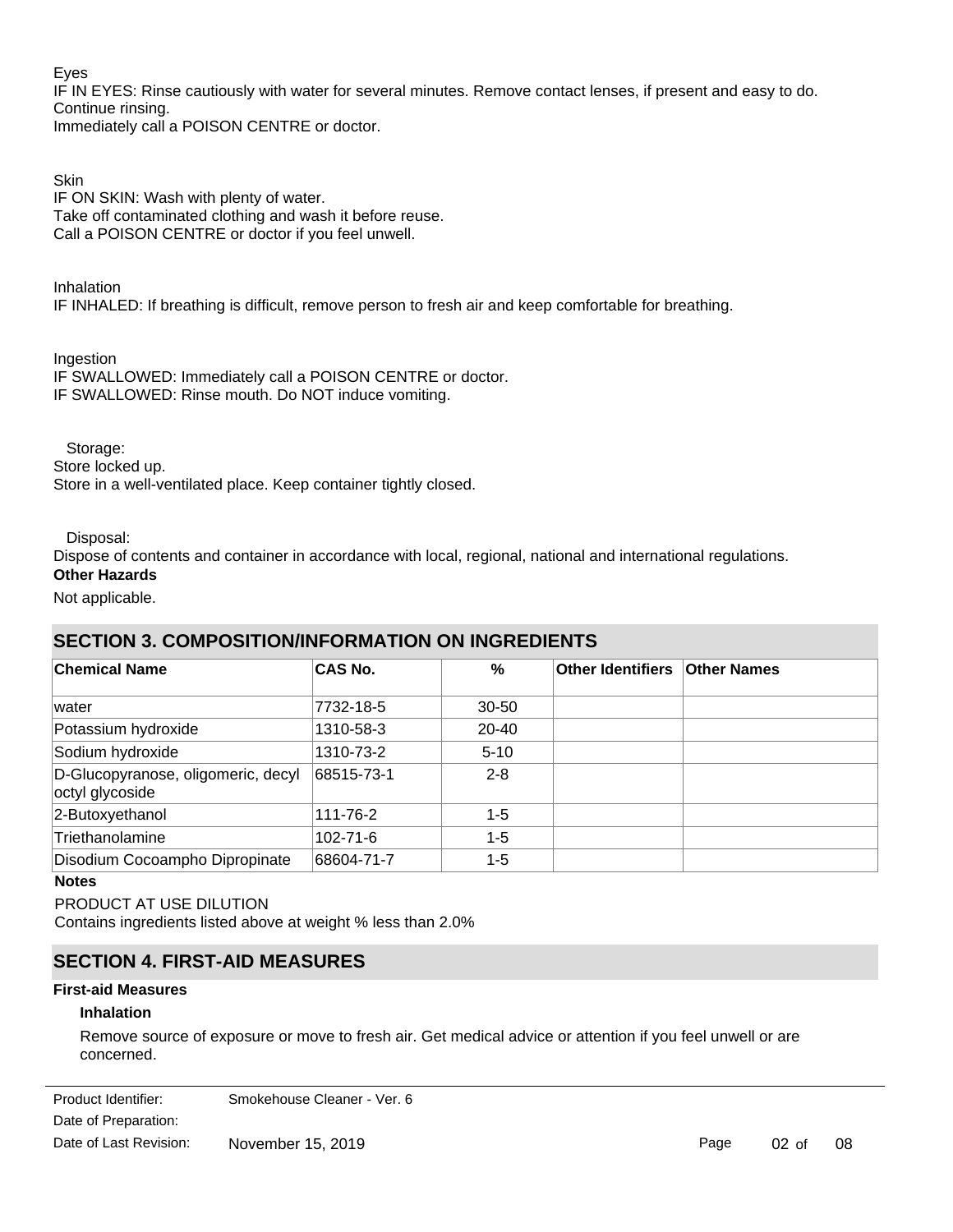Eyes

IF IN EYES: Rinse cautiously with water for several minutes. Remove contact lenses, if present and easy to do. Continue rinsing.

Immediately call a POISON CENTRE or doctor.

Skin

IF ON SKIN: Wash with plenty of water.

Take off contaminated clothing and wash it before reuse.

Call a POISON CENTRE or doctor if you feel unwell.

Inhalation

IF INHALED: If breathing is difficult, remove person to fresh air and keep comfortable for breathing.

Ingestion

IF SWALLOWED: Immediately call a POISON CENTRE or doctor.

IF SWALLOWED: Rinse mouth. Do NOT induce vomiting.

Storage:

Store locked up.

Store in a well-ventilated place. Keep container tightly closed.

Disposal:

Dispose of contents and container in accordance with local, regional, national and international regulations.

**Other Hazards**

Not applicable.

## SECTION 3. COMPOSITION/INFORMATION ON INGREDIENTS

| Chemical Name | CAS No. | % | Other Identifiers | Other Names |
|---|---|---|---|---|
| water | 7732-18-5 | 30-50 | | |
| Potassium hydroxide | 1310-58-3 | 20-40 | | |
| Sodium hydroxide | 1310-73-2 | 5-10 | | |
| D-Glucopyranose, oligomeric, decyl octyl glycoside | 68515-73-1 | 2-8 | | |
| 2-Butoxyethanol | 111-76-2 | 1-5 | | |
| Triethanolamine | 102-71-6 | 1-5 | | |
| Disodium Cocoampho Dipropinate | 68604-71-7 | 1-5 | | |

**Notes**

PRODUCT AT USE DILUTION

Contains ingredients listed above at weight % less than 2.0%

## SECTION 4. FIRST-AID MEASURES

**First-aid Measures**

**Inhalation**

Remove source of exposure or move to fresh air. Get medical advice or attention if you feel unwell or are concerned.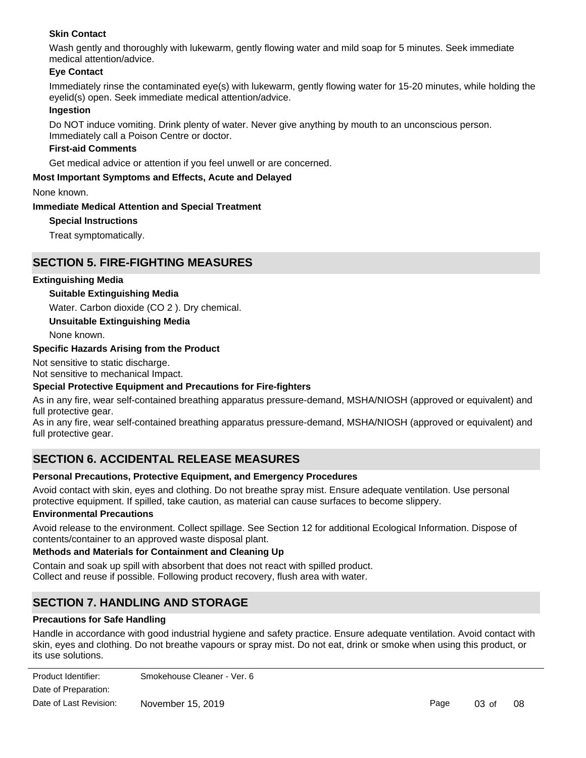**Skin Contact**

Wash gently and thoroughly with lukewarm, gently flowing water and mild soap for 5 minutes. Seek immediate medical attention/advice.

**Eye Contact**

Immediately rinse the contaminated eye(s) with lukewarm, gently flowing water for 15-20 minutes, while holding the eyelid(s) open. Seek immediate medical attention/advice.

**Ingestion**

Do NOT induce vomiting. Drink plenty of water. Never give anything by mouth to an unconscious person. Immediately call a Poison Centre or doctor.

**First-aid Comments**

Get medical advice or attention if you feel unwell or are concerned.

**Most Important Symptoms and Effects, Acute and Delayed**

None known.

**Immediate Medical Attention and Special Treatment**

**Special Instructions**

Treat symptomatically.

## SECTION 5. FIRE-FIGHTING MEASURES

**Extinguishing Media**

**Suitable Extinguishing Media**

Water. Carbon dioxide ($CO_2$). Dry chemical.

**Unsuitable Extinguishing Media**

None known.

**Specific Hazards Arising from the Product**

Not sensitive to static discharge.
Not sensitive to mechanical Impact.

**Special Protective Equipment and Precautions for Fire-fighters**

As in any fire, wear self-contained breathing apparatus pressure-demand, MSHA/NIOSH (approved or equivalent) and full protective gear.
As in any fire, wear self-contained breathing apparatus pressure-demand, MSHA/NIOSH (approved or equivalent) and full protective gear.

## SECTION 6. ACCIDENTAL RELEASE MEASURES

**Personal Precautions, Protective Equipment, and Emergency Procedures**

Avoid contact with skin, eyes and clothing. Do not breathe spray mist. Ensure adequate ventilation. Use personal protective equipment. If spilled, take caution, as material can cause surfaces to become slippery.

**Environmental Precautions**

Avoid release to the environment. Collect spillage. See Section 12 for additional Ecological Information. Dispose of contents/container to an approved waste disposal plant.

**Methods and Materials for Containment and Cleaning Up**

Contain and soak up spill with absorbent that does not react with spilled product.
Collect and reuse if possible. Following product recovery, flush area with water.

## SECTION 7. HANDLING AND STORAGE

**Precautions for Safe Handling**

Handle in accordance with good industrial hygiene and safety practice. Ensure adequate ventilation. Avoid contact with skin, eyes and clothing. Do not breathe vapours or spray mist. Do not eat, drink or smoke when using this product, or its use solutions.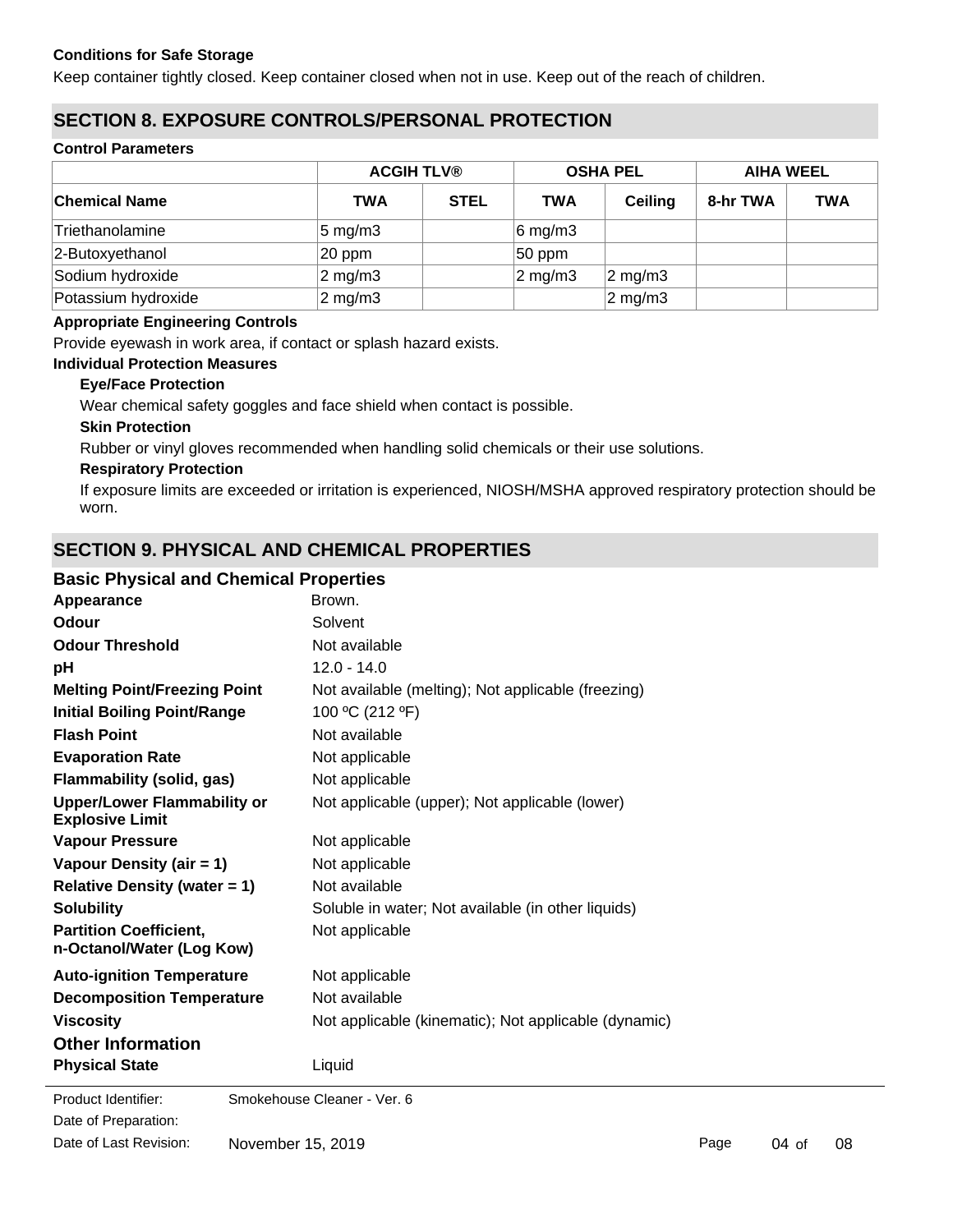**Conditions for Safe Storage**

Keep container tightly closed. Keep container closed when not in use. Keep out of the reach of children.

## SECTION 8. EXPOSURE CONTROLS/PERSONAL PROTECTION

**Control Parameters**

| | ACGIH TLV® | | OSHA PEL | | AIHA WEEL | |
|---|---|---|---|---|---|---|
| **Chemical Name** | **TWA** | **STEL** | **TWA** | **Ceiling** | **8-hr TWA** | **TWA** |
| Triethanolamine | 5 mg/m3 | | 6 mg/m3 | | | |
| 2-Butoxyethanol | 20 ppm | | 50 ppm | | | |
| Sodium hydroxide | 2 mg/m3 | | 2 mg/m3 | 2 mg/m3 | | |
| Potassium hydroxide | 2 mg/m3 | | | 2 mg/m3 | | |

**Appropriate Engineering Controls**

Provide eyewash in work area, if contact or splash hazard exists.

**Individual Protection Measures**

**Eye/Face Protection**

Wear chemical safety goggles and face shield when contact is possible.

**Skin Protection**

Rubber or vinyl gloves recommended when handling solid chemicals or their use solutions.

**Respiratory Protection**

If exposure limits are exceeded or irritation is experienced, NIOSH/MSHA approved respiratory protection should be worn.

## SECTION 9. PHYSICAL AND CHEMICAL PROPERTIES

### Basic Physical and Chemical Properties

**Appearance** Brown.

**Odour** Solvent

**Odour Threshold** Not available

**pH** 12.0 - 14.0

**Melting Point/Freezing Point** Not available (melting); Not applicable (freezing)

**Initial Boiling Point/Range** 100 ºC (212 ºF)

**Flash Point** Not available

**Evaporation Rate** Not applicable

**Flammability (solid, gas)** Not applicable

**Upper/Lower Flammability or Explosive Limit** Not applicable (upper); Not applicable (lower)

**Vapour Pressure** Not applicable

**Vapour Density (air = 1)** Not applicable

**Relative Density (water = 1)** Not available

**Solubility** Soluble in water; Not available (in other liquids)

**Partition Coefficient, n-Octanol/Water (Log Kow)** Not applicable

**Auto-ignition Temperature** Not applicable

**Decomposition Temperature** Not available

**Viscosity** Not applicable (kinematic); Not applicable (dynamic)

### Other Information

**Physical State** Liquid

Product Identifier: Smokehouse Cleaner - Ver. 6

Date of Preparation:

Date of Last Revision: November 15, 2019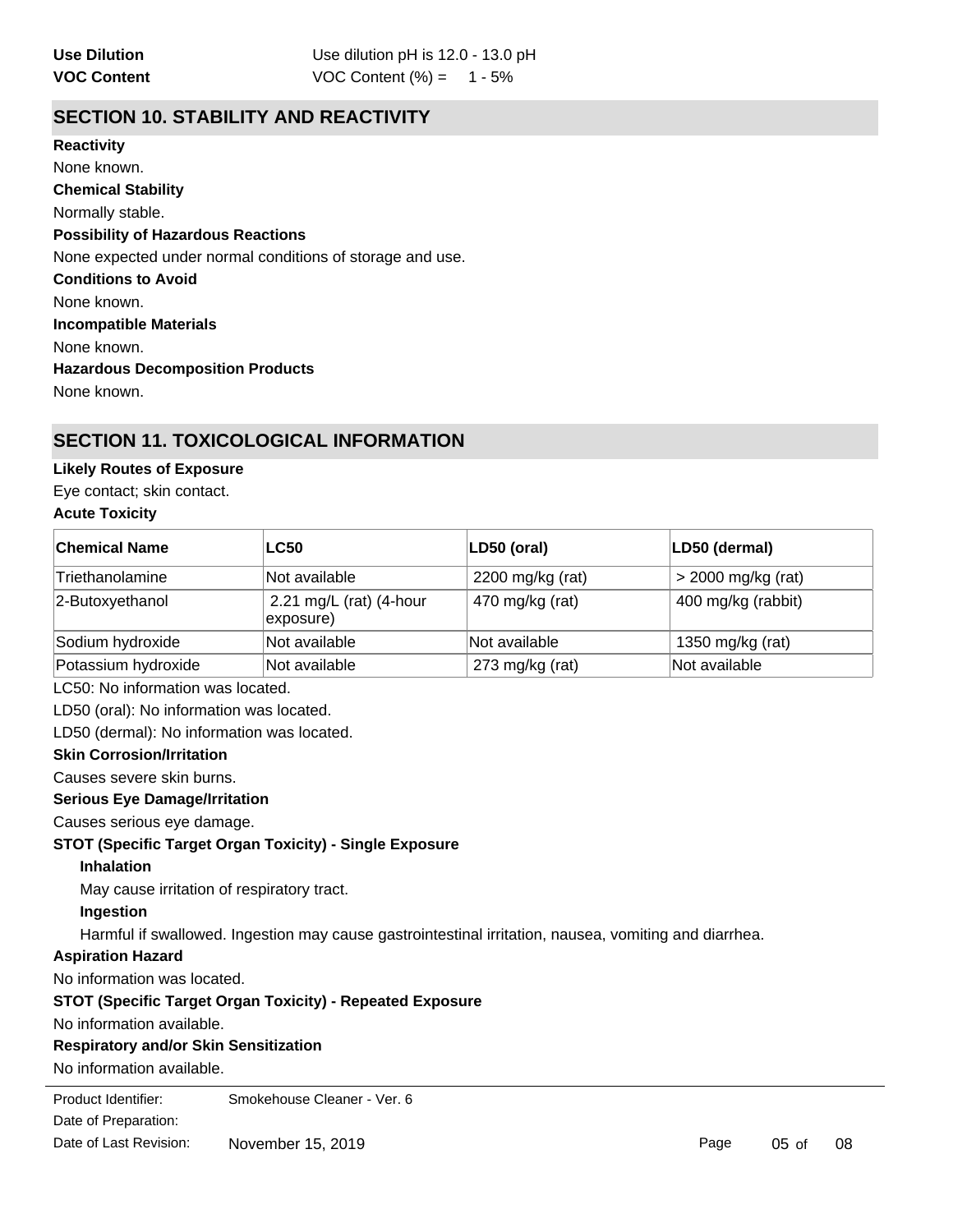**Use Dilution** Use dilution pH is 12.0 - 13.0 pH

**VOC Content** VOC Content (%) = 1 - 5%

## SECTION 10. STABILITY AND REACTIVITY

**Reactivity**

None known.

**Chemical Stability**

Normally stable.

**Possibility of Hazardous Reactions**

None expected under normal conditions of storage and use.

**Conditions to Avoid**

None known.

**Incompatible Materials**

None known.

**Hazardous Decomposition Products**

None known.

## SECTION 11. TOXICOLOGICAL INFORMATION

**Likely Routes of Exposure**

Eye contact; skin contact.

**Acute Toxicity**

| Chemical Name | LC50 | LD50 (oral) | LD50 (dermal) |
|---|---|---|---|
| Triethanolamine | Not available | 2200 mg/kg (rat) | > 2000 mg/kg (rat) |
| 2-Butoxyethanol | 2.21 mg/L (rat) (4-hour exposure) | 470 mg/kg (rat) | 400 mg/kg (rabbit) |
| Sodium hydroxide | Not available | Not available | 1350 mg/kg (rat) |
| Potassium hydroxide | Not available | 273 mg/kg (rat) | Not available |

LC50: No information was located.

LD50 (oral): No information was located.

LD50 (dermal): No information was located.

**Skin Corrosion/Irritation**

Causes severe skin burns.

**Serious Eye Damage/Irritation**

Causes serious eye damage.

**STOT (Specific Target Organ Toxicity) - Single Exposure**

**Inhalation**

May cause irritation of respiratory tract.

**Ingestion**

Harmful if swallowed. Ingestion may cause gastrointestinal irritation, nausea, vomiting and diarrhea.

**Aspiration Hazard**

No information was located.

**STOT (Specific Target Organ Toxicity) - Repeated Exposure**

No information available.

**Respiratory and/or Skin Sensitization**

No information available.

Product Identifier: Smokehouse Cleaner - Ver. 6

Date of Preparation:

Date of Last Revision: November 15, 2019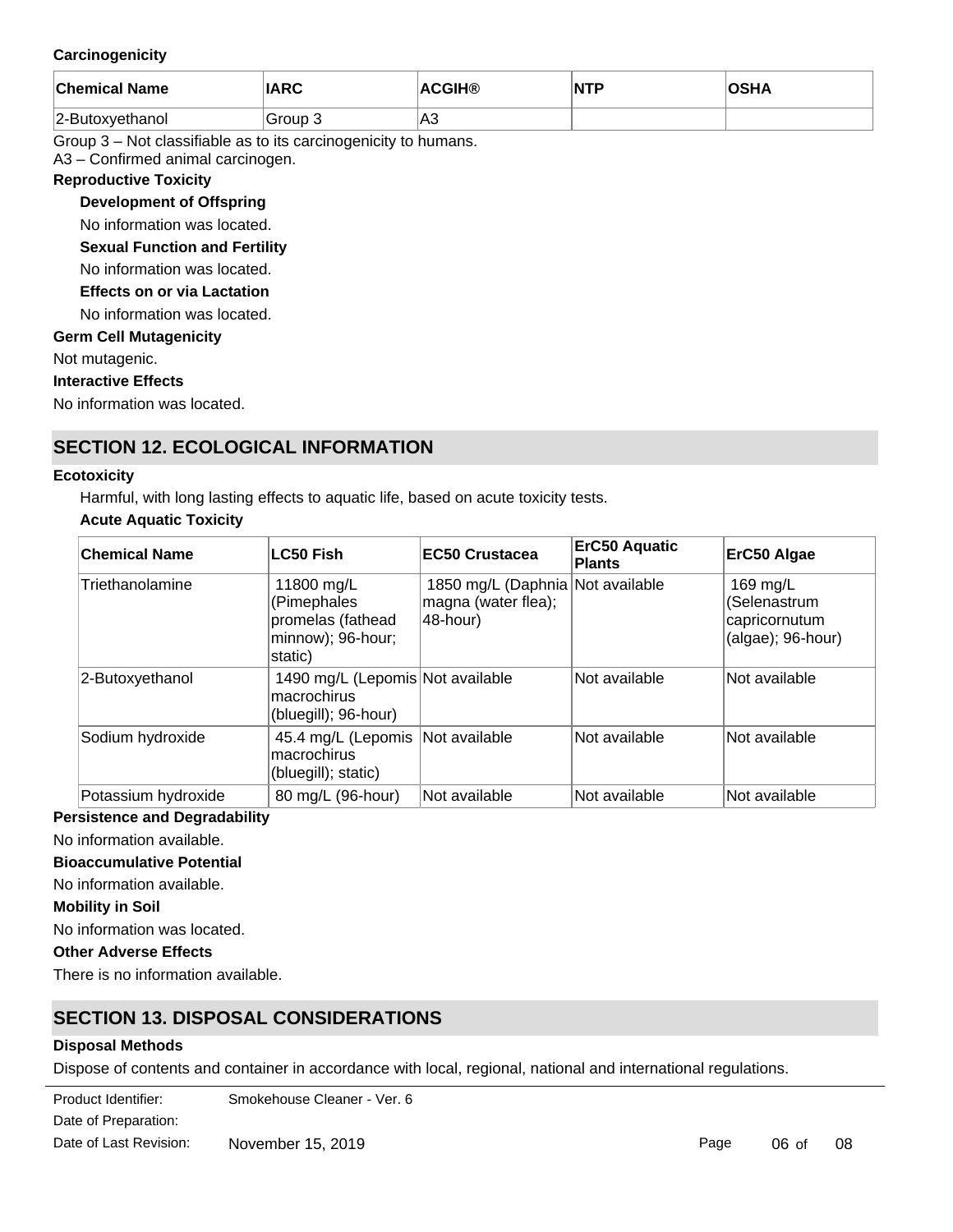**Carcinogenicity**

| Chemical Name | IARC | ACGIH® | NTP | OSHA |
| --- | --- | --- | --- | --- |
| 2-Butoxyethanol | Group 3 | A3 | | |

Group 3 – Not classifiable as to its carcinogenicity to humans.
A3 – Confirmed animal carcinogen.

**Reproductive Toxicity**

**Development of Offspring**

No information was located.

**Sexual Function and Fertility**

No information was located.

**Effects on or via Lactation**

No information was located.

**Germ Cell Mutagenicity**

Not mutagenic.

**Interactive Effects**

No information was located.

## SECTION 12. ECOLOGICAL INFORMATION

**Ecotoxicity**

Harmful, with long lasting effects to aquatic life, based on acute toxicity tests.

**Acute Aquatic Toxicity**

| Chemical Name | LC50 Fish | EC50 Crustacea | ErC50 Aquatic Plants | ErC50 Algae |
| --- | --- | --- | --- | --- |
| Triethanolamine | 11800 mg/L (Pimephales promelas (fathead minnow); 96-hour; static) | 1850 mg/L (Daphnia magna (water flea); 48-hour) | Not available | 169 mg/L (Selenastrum capricornutum (algae); 96-hour) |
| 2-Butoxyethanol | 1490 mg/L (Lepomis macrochirus (bluegill); 96-hour) | Not available | Not available | Not available |
| Sodium hydroxide | 45.4 mg/L (Lepomis macrochirus (bluegill); static) | Not available | Not available | Not available |
| Potassium hydroxide | 80 mg/L (96-hour) | Not available | Not available | Not available |

**Persistence and Degradability**

No information available.

**Bioaccumulative Potential**

No information available.

**Mobility in Soil**

No information was located.

**Other Adverse Effects**

There is no information available.

## SECTION 13. DISPOSAL CONSIDERATIONS

**Disposal Methods**

Dispose of contents and container in accordance with local, regional, national and international regulations.

Product Identifier: Smokehouse Cleaner - Ver. 6
Date of Preparation:
Date of Last Revision: November 15, 2019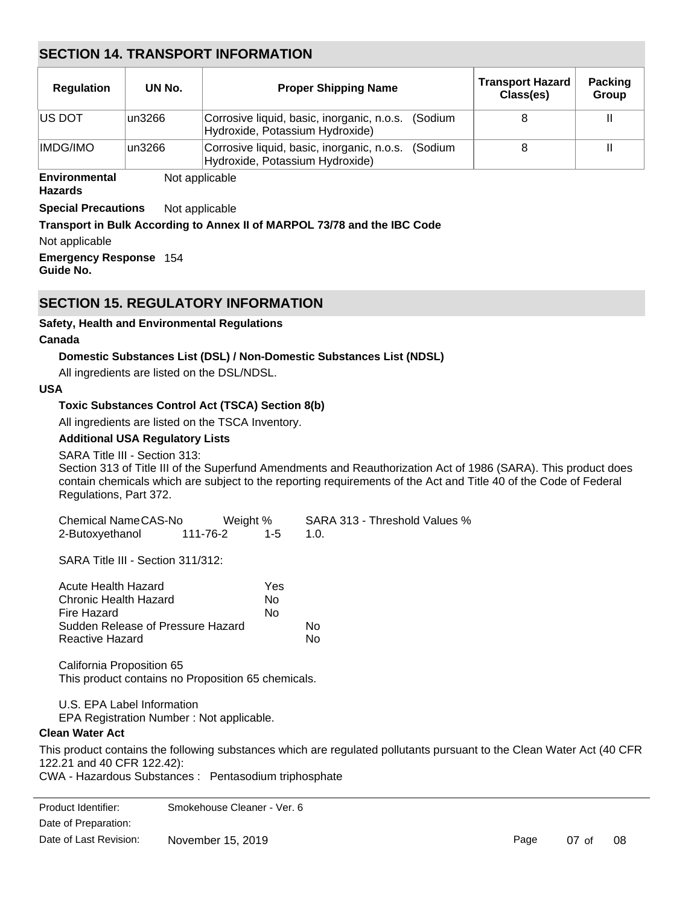## SECTION 14. TRANSPORT INFORMATION

| Regulation | UN No. | Proper Shipping Name | Transport Hazard Class(es) | Packing Group |
|---|---|---|---|---|
| US DOT | un3266 | Corrosive liquid, basic, inorganic, n.o.s. (Sodium Hydroxide, Potassium Hydroxide) | 8 | II |
| IMDG/IMO | un3266 | Corrosive liquid, basic, inorganic, n.o.s. (Sodium Hydroxide, Potassium Hydroxide) | 8 | II |

**Environmental Hazards** Not applicable

**Special Precautions** Not applicable

**Transport in Bulk According to Annex II of MARPOL 73/78 and the IBC Code**

Not applicable

**Emergency Response Guide No.** 154

## SECTION 15. REGULATORY INFORMATION

**Safety, Health and Environmental Regulations**

**Canada**

**Domestic Substances List (DSL) / Non-Domestic Substances List (NDSL)**

All ingredients are listed on the DSL/NDSL.

**USA**

**Toxic Substances Control Act (TSCA) Section 8(b)**

All ingredients are listed on the TSCA Inventory.

**Additional USA Regulatory Lists**

SARA Title III - Section 313:
Section 313 of Title III of the Superfund Amendments and Reauthorization Act of 1986 (SARA). This product does contain chemicals which are subject to the reporting requirements of the Act and Title 40 of the Code of Federal Regulations, Part 372.

| Chemical Name | CAS-No | Weight % | SARA 313 - Threshold Values % |
|---|---|---|---|
| 2-Butoxyethanol | 111-76-2 | 1-5 | 1.0. |

SARA Title III - Section 311/312:

| | |
|---|---|
| Acute Health Hazard | Yes |
| Chronic Health Hazard | No |
| Fire Hazard | No |
| Sudden Release of Pressure Hazard | No |
| Reactive Hazard | No |

California Proposition 65
This product contains no Proposition 65 chemicals.

U.S. EPA Label Information
EPA Registration Number : Not applicable.

**Clean Water Act**

This product contains the following substances which are regulated pollutants pursuant to the Clean Water Act (40 CFR 122.21 and 40 CFR 122.42):
CWA - Hazardous Substances : Pentasodium triphosphate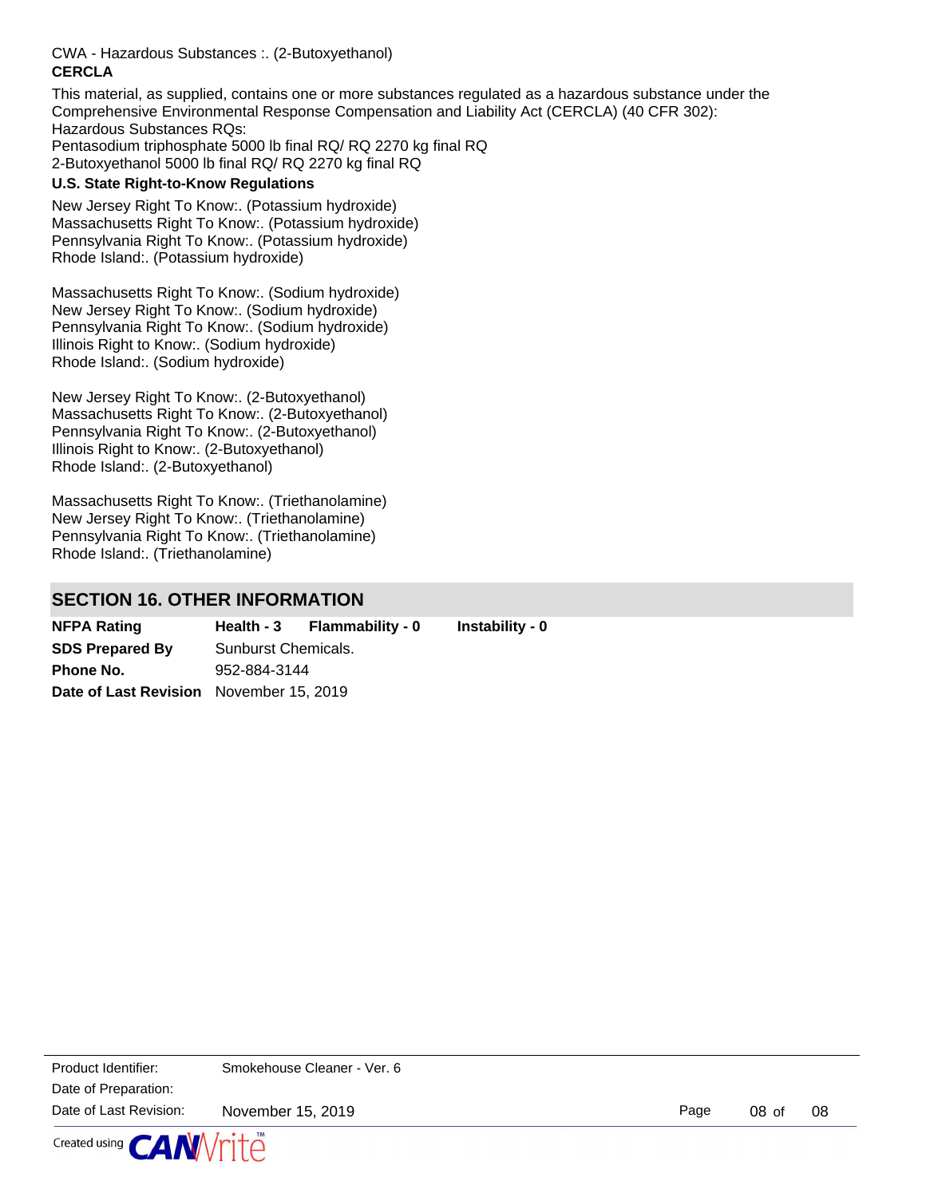CWA - Hazardous Substances :. (2-Butoxyethanol)

**CERCLA**

This material, as supplied, contains one or more substances regulated as a hazardous substance under the Comprehensive Environmental Response Compensation and Liability Act (CERCLA) (40 CFR 302):
Hazardous Substances RQs:
Pentasodium triphosphate 5000 lb final RQ/ RQ 2270 kg final RQ
2-Butoxyethanol 5000 lb final RQ/ RQ 2270 kg final RQ

**U.S. State Right-to-Know Regulations**

New Jersey Right To Know:. (Potassium hydroxide)
Massachusetts Right To Know:. (Potassium hydroxide)
Pennsylvania Right To Know:. (Potassium hydroxide)
Rhode Island:. (Potassium hydroxide)

Massachusetts Right To Know:. (Sodium hydroxide)
New Jersey Right To Know:. (Sodium hydroxide)
Pennsylvania Right To Know:. (Sodium hydroxide)
Illinois Right to Know:. (Sodium hydroxide)
Rhode Island:. (Sodium hydroxide)

New Jersey Right To Know:. (2-Butoxyethanol)
Massachusetts Right To Know:. (2-Butoxyethanol)
Pennsylvania Right To Know:. (2-Butoxyethanol)
Illinois Right to Know:. (2-Butoxyethanol)
Rhode Island:. (2-Butoxyethanol)

Massachusetts Right To Know:. (Triethanolamine)
New Jersey Right To Know:. (Triethanolamine)
Pennsylvania Right To Know:. (Triethanolamine)
Rhode Island:. (Triethanolamine)

## SECTION 16. OTHER INFORMATION

| | | | |
|---|---|---|---|
| **NFPA Rating** | **Health - 3** | **Flammability - 0** | **Instability - 0** |
| **SDS Prepared By** | Sunburst Chemicals. | | |
| **Phone No.** | 952-884-3144 | | |
| **Date of Last Revision** | November 15, 2019 | | |